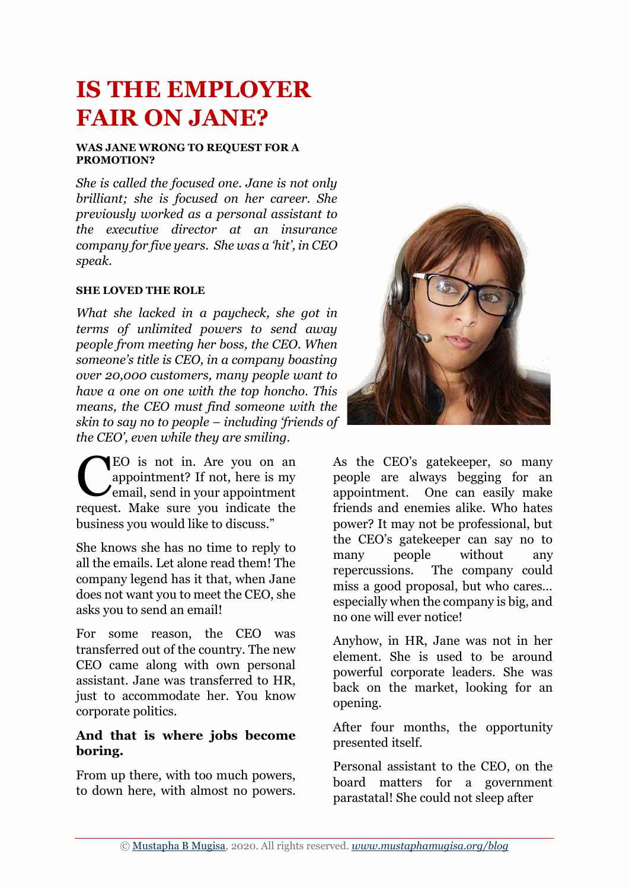# IS THE EMPLOYER FAIR ON JANE?

**WAS JANE WRONG TO REQUEST FOR A PROMOTION?**

*She is called the focused one. Jane is not only brilliant; she is focused on her career. She previously worked as a personal assistant to the executive director at an insurance company for five years. She was a 'hit', in CEO speak.*

**SHE LOVED THE ROLE**

*What she lacked in a paycheck, she got in terms of unlimited powers to send away people from meeting her boss, the CEO. When someone's title is CEO, in a company boasting over 20,000 customers, many people want to have a one on one with the top honcho. This means, the CEO must find someone with the skin to say no to people – including 'friends of the CEO', even while they are smiling.*

CEO is not in. Are you on an appointment? If not, here is my email, send in your appointment request. Make sure you indicate the business you would like to discuss."

She knows she has no time to reply to all the emails. Let alone read them! The company legend has it that, when Jane does not want you to meet the CEO, she asks you to send an email!

For some reason, the CEO was transferred out of the country. The new CEO came along with own personal assistant. Jane was transferred to HR, just to accommodate her. You know corporate politics.

**And that is where jobs become boring.**

From up there, with too much powers, to down here, with almost no powers.

As the CEO's gatekeeper, so many people are always begging for an appointment. One can easily make friends and enemies alike. Who hates power? It may not be professional, but the CEO's gatekeeper can say no to many people without any repercussions. The company could miss a good proposal, but who cares… especially when the company is big, and no one will ever notice!

Anyhow, in HR, Jane was not in her element. She is used to be around powerful corporate leaders. She was back on the market, looking for an opening.

After four months, the opportunity presented itself.

Personal assistant to the CEO, on the board matters for a government parastatal! She could not sleep after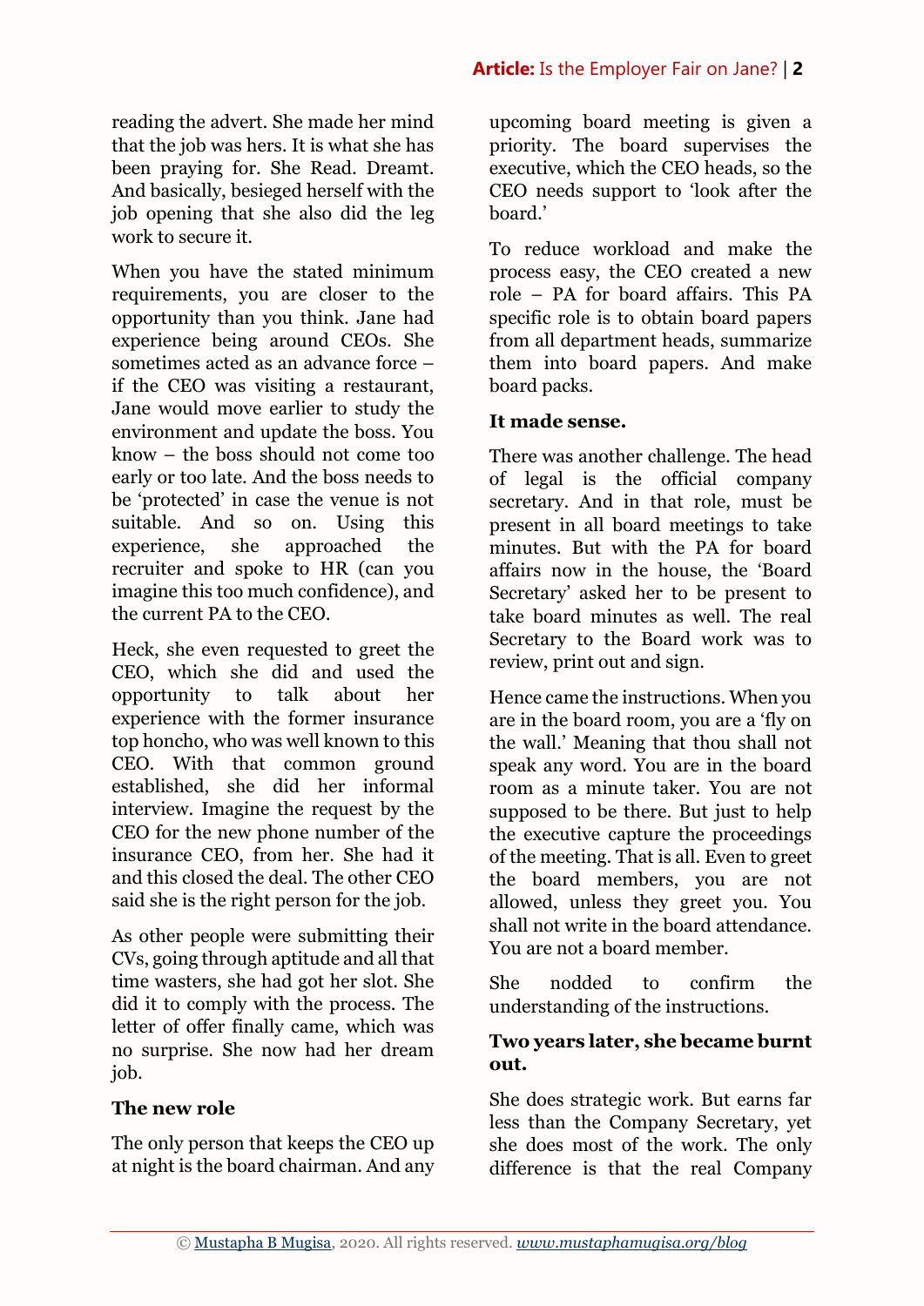reading the advert. She made her mind that the job was hers. It is what she has been praying for. She Read. Dreamt. And basically, besieged herself with the job opening that she also did the leg work to secure it.

When you have the stated minimum requirements, you are closer to the opportunity than you think. Jane had experience being around CEOs. She sometimes acted as an advance force – if the CEO was visiting a restaurant, Jane would move earlier to study the environment and update the boss. You know – the boss should not come too early or too late. And the boss needs to be 'protected' in case the venue is not suitable. And so on. Using this experience, she approached the recruiter and spoke to HR (can you imagine this too much confidence), and the current PA to the CEO.

Heck, she even requested to greet the CEO, which she did and used the opportunity to talk about her experience with the former insurance top honcho, who was well known to this CEO. With that common ground established, she did her informal interview. Imagine the request by the CEO for the new phone number of the insurance CEO, from her. She had it and this closed the deal. The other CEO said she is the right person for the job.

As other people were submitting their CVs, going through aptitude and all that time wasters, she had got her slot. She did it to comply with the process. The letter of offer finally came, which was no surprise. She now had her dream job.

**The new role**

The only person that keeps the CEO up at night is the board chairman. And any upcoming board meeting is given a priority. The board supervises the executive, which the CEO heads, so the CEO needs support to 'look after the board.'

To reduce workload and make the process easy, the CEO created a new role – PA for board affairs. This PA specific role is to obtain board papers from all department heads, summarize them into board papers. And make board packs.

**It made sense.**

There was another challenge. The head of legal is the official company secretary. And in that role, must be present in all board meetings to take minutes. But with the PA for board affairs now in the house, the 'Board Secretary' asked her to be present to take board minutes as well. The real Secretary to the Board work was to review, print out and sign.

Hence came the instructions. When you are in the board room, you are a 'fly on the wall.' Meaning that thou shall not speak any word. You are in the board room as a minute taker. You are not supposed to be there. But just to help the executive capture the proceedings of the meeting. That is all. Even to greet the board members, you are not allowed, unless they greet you. You shall not write in the board attendance. You are not a board member.

She nodded to confirm the understanding of the instructions.

**Two years later, she became burnt out.**

She does strategic work. But earns far less than the Company Secretary, yet she does most of the work. The only difference is that the real Company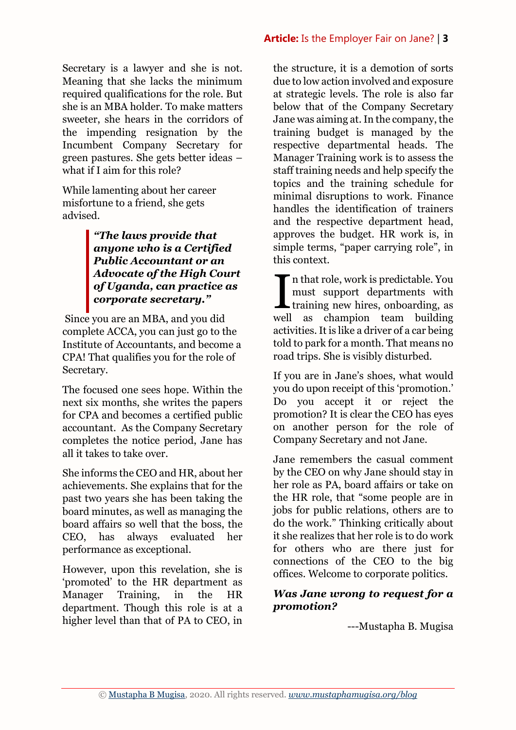Secretary is a lawyer and she is not. Meaning that she lacks the minimum required qualifications for the role. But she is an MBA holder. To make matters sweeter, she hears in the corridors of the impending resignation by the Incumbent Company Secretary for green pastures. She gets better ideas – what if I aim for this role?

While lamenting about her career misfortune to a friend, she gets advised.

> ***"The laws provide that anyone who is a Certified Public Accountant or an Advocate of the High Court of Uganda, can practice as corporate secretary."***

Since you are an MBA, and you did complete ACCA, you can just go to the Institute of Accountants, and become a CPA! That qualifies you for the role of Secretary.

The focused one sees hope. Within the next six months, she writes the papers for CPA and becomes a certified public accountant. As the Company Secretary completes the notice period, Jane has all it takes to take over.

She informs the CEO and HR, about her achievements. She explains that for the past two years she has been taking the board minutes, as well as managing the board affairs so well that the boss, the CEO, has always evaluated her performance as exceptional.

However, upon this revelation, she is 'promoted' to the HR department as Manager Training, in the HR department. Though this role is at a higher level than that of PA to CEO, in the structure, it is a demotion of sorts due to low action involved and exposure at strategic levels. The role is also far below that of the Company Secretary Jane was aiming at. In the company, the training budget is managed by the respective departmental heads. The Manager Training work is to assess the staff training needs and help specify the topics and the training schedule for minimal disruptions to work. Finance handles the identification of trainers and the respective department head, approves the budget. HR work is, in simple terms, "paper carrying role", in this context.

In that role, work is predictable. You must support departments with training new hires, onboarding, as well as champion team building activities. It is like a driver of a car being told to park for a month. That means no road trips. She is visibly disturbed.

If you are in Jane's shoes, what would you do upon receipt of this 'promotion.' Do you accept it or reject the promotion? It is clear the CEO has eyes on another person for the role of Company Secretary and not Jane.

Jane remembers the casual comment by the CEO on why Jane should stay in her role as PA, board affairs or take on the HR role, that "some people are in jobs for public relations, others are to do the work." Thinking critically about it she realizes that her role is to do work for others who are there just for connections of the CEO to the big offices. Welcome to corporate politics.

***Was Jane wrong to request for a promotion?***

---Mustapha B. Mugisa